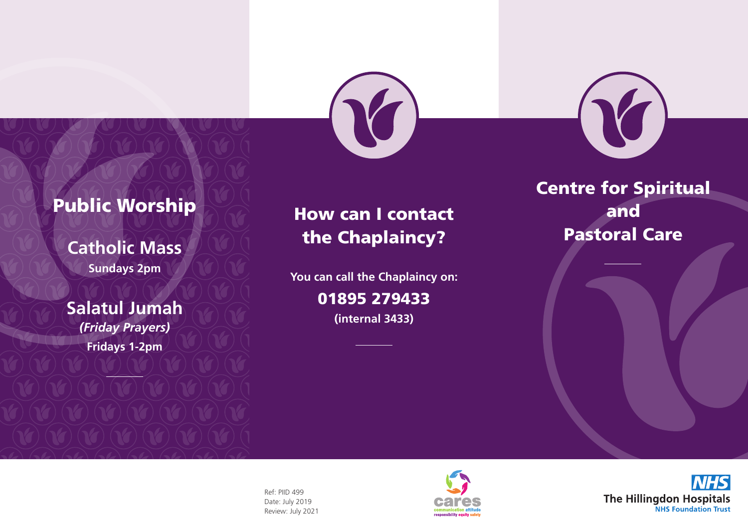## Public Worship

### Catholic Mass

**Sundays 2pm**

### Salatul Jumah

***(Friday Prayers)***

**Fridays 1-2pm**

## How can I contact the Chaplaincy?

**You can call the Chaplaincy on:**

**01895 279433**

**(internal 3433)**

# Centre for Spiritual and Pastoral Care

Ref: PIID 499
Date: July 2019
Review: July 2021

cares
communication attitude
responsibility equity safety

NHS
The Hillingdon Hospitals
NHS Foundation Trust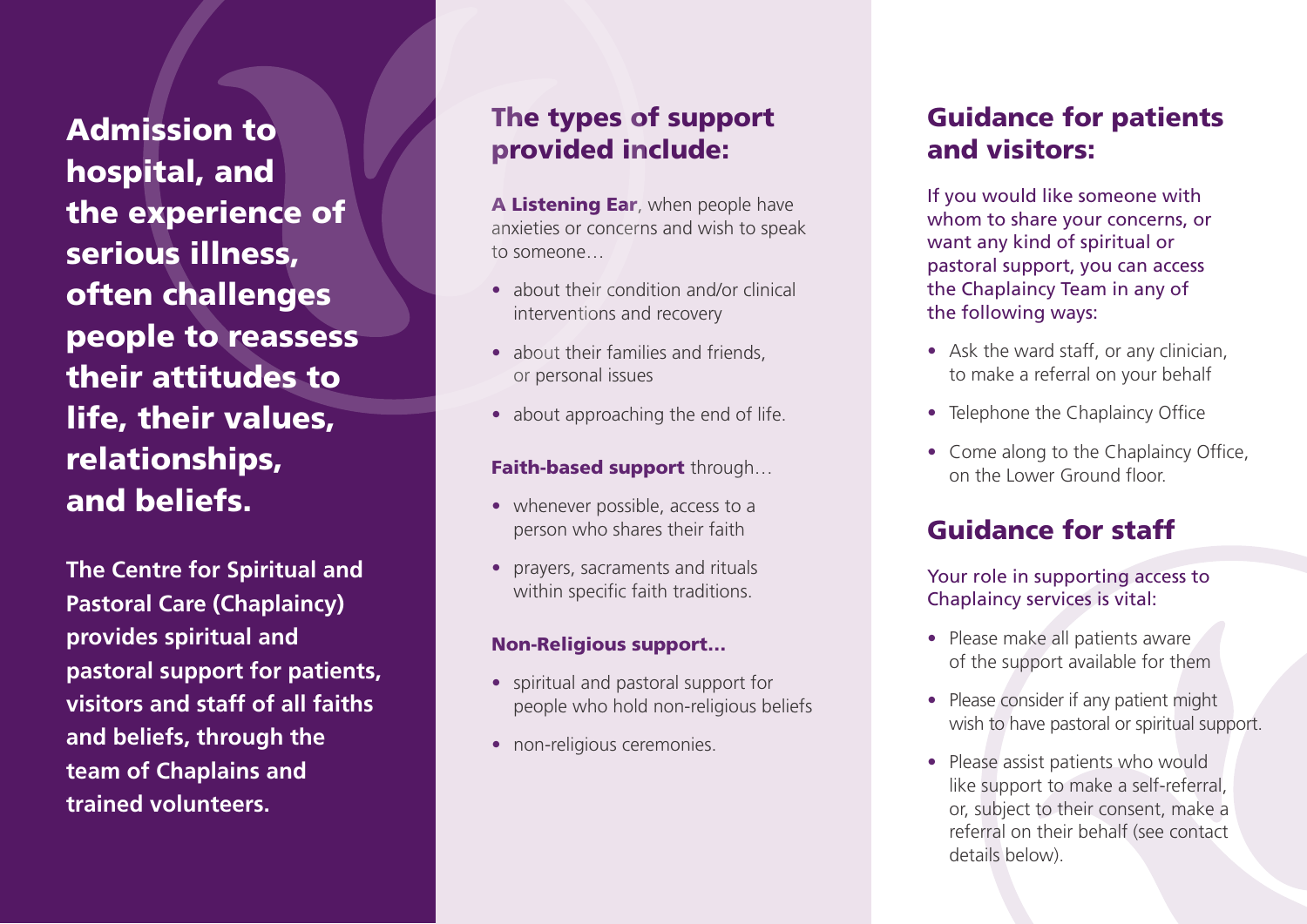**Admission to hospital, and the experience of serious illness, often challenges people to reassess their attitudes to life, their values, relationships, and beliefs.**

**The Centre for Spiritual and Pastoral Care (Chaplaincy) provides spiritual and pastoral support for patients, visitors and staff of all faiths and beliefs, through the team of Chaplains and trained volunteers.**

## The types of support provided include:

**A Listening Ear**, when people have anxieties or concerns and wish to speak to someone…

- about their condition and/or clinical interventions and recovery
- about their families and friends, or personal issues
- about approaching the end of life.

**Faith-based support** through…

- whenever possible, access to a person who shares their faith
- prayers, sacraments and rituals within specific faith traditions.

**Non-Religious support…**

- spiritual and pastoral support for people who hold non-religious beliefs
- non-religious ceremonies.

## Guidance for patients and visitors:

If you would like someone with whom to share your concerns, or want any kind of spiritual or pastoral support, you can access the Chaplaincy Team in any of the following ways:

- Ask the ward staff, or any clinician, to make a referral on your behalf
- Telephone the Chaplaincy Office
- Come along to the Chaplaincy Office, on the Lower Ground floor.

## Guidance for staff

Your role in supporting access to Chaplaincy services is vital:

- Please make all patients aware of the support available for them
- Please consider if any patient might wish to have pastoral or spiritual support.
- Please assist patients who would like support to make a self-referral, or, subject to their consent, make a referral on their behalf (see contact details below).